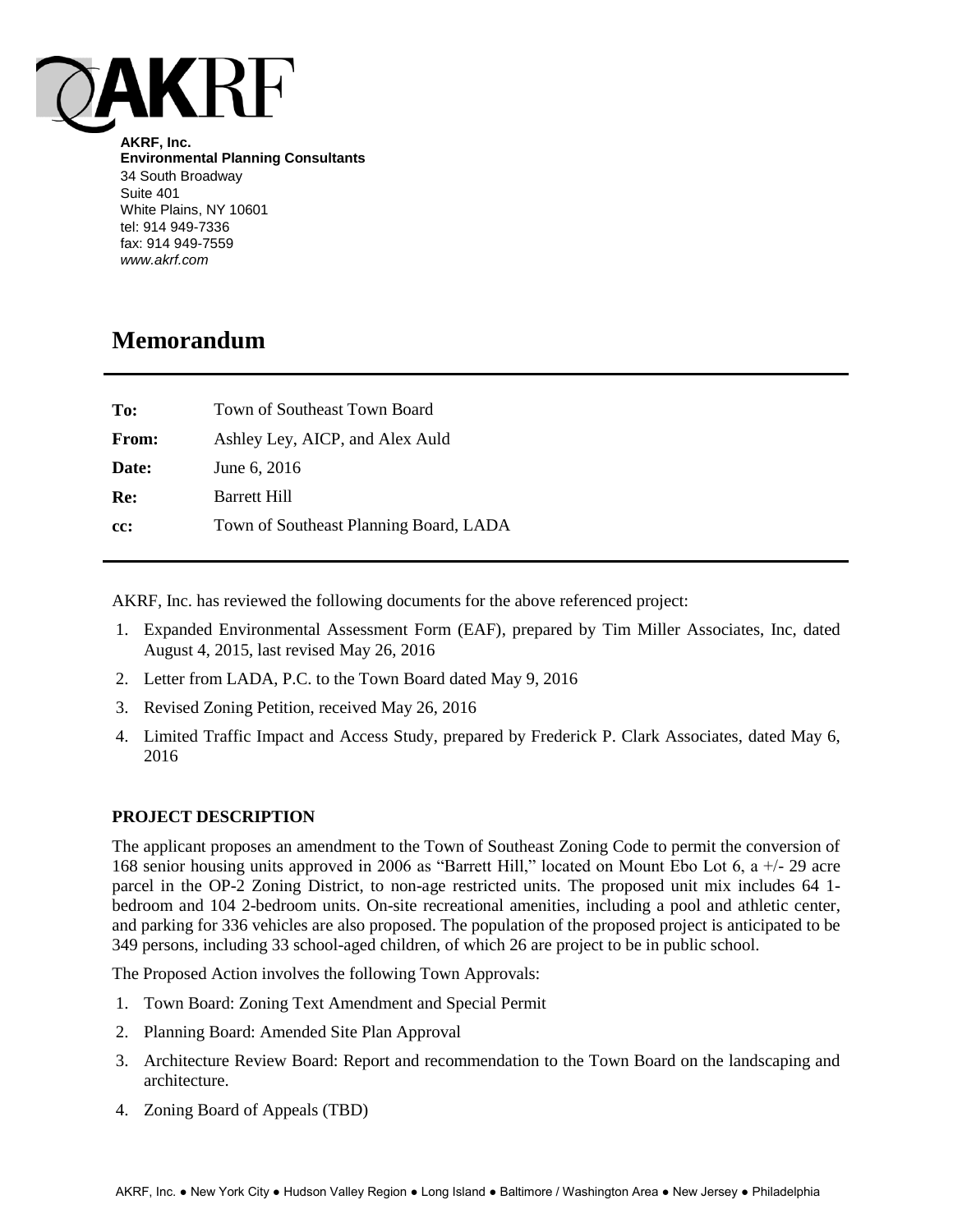AKRF

**AKRF, Inc.**
**Environmental Planning Consultants**
34 South Broadway
Suite 401
White Plains, NY 10601
tel: 914 949-7336
fax: 914 949-7559
*www.akrf.com*

# Memorandum

| | |
|---|---|
| **To:** | Town of Southeast Town Board |
| **From:** | Ashley Ley, AICP, and Alex Auld |
| **Date:** | June 6, 2016 |
| **Re:** | Barrett Hill |
| **cc:** | Town of Southeast Planning Board, LADA |

AKRF, Inc. has reviewed the following documents for the above referenced project:

1. Expanded Environmental Assessment Form (EAF), prepared by Tim Miller Associates, Inc, dated August 4, 2015, last revised May 26, 2016
2. Letter from LADA, P.C. to the Town Board dated May 9, 2016
3. Revised Zoning Petition, received May 26, 2016
4. Limited Traffic Impact and Access Study, prepared by Frederick P. Clark Associates, dated May 6, 2016

## PROJECT DESCRIPTION

The applicant proposes an amendment to the Town of Southeast Zoning Code to permit the conversion of 168 senior housing units approved in 2006 as "Barrett Hill," located on Mount Ebo Lot 6, a +/- 29 acre parcel in the OP-2 Zoning District, to non-age restricted units. The proposed unit mix includes 64 1-bedroom and 104 2-bedroom units. On-site recreational amenities, including a pool and athletic center, and parking for 336 vehicles are also proposed. The population of the proposed project is anticipated to be 349 persons, including 33 school-aged children, of which 26 are project to be in public school.

The Proposed Action involves the following Town Approvals:

1. Town Board: Zoning Text Amendment and Special Permit
2. Planning Board: Amended Site Plan Approval
3. Architecture Review Board: Report and recommendation to the Town Board on the landscaping and architecture.
4. Zoning Board of Appeals (TBD)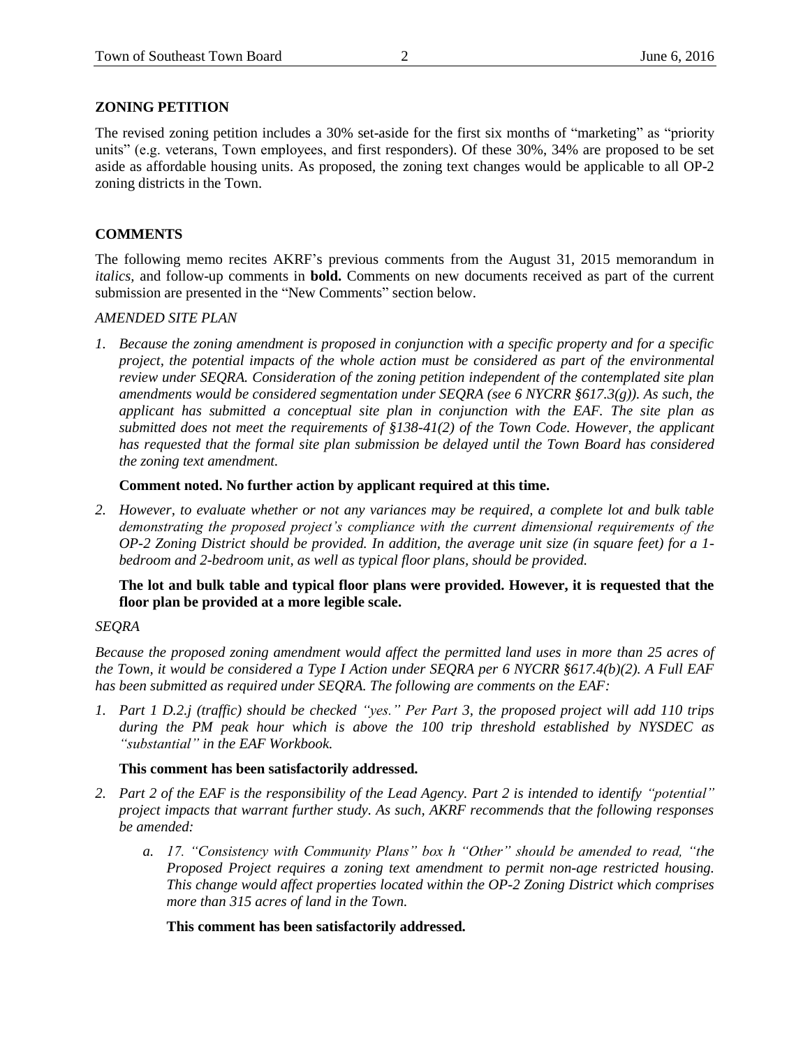## ZONING PETITION

The revised zoning petition includes a 30% set-aside for the first six months of "marketing" as "priority units" (e.g. veterans, Town employees, and first responders). Of these 30%, 34% are proposed to be set aside as affordable housing units. As proposed, the zoning text changes would be applicable to all OP-2 zoning districts in the Town.

## COMMENTS

The following memo recites AKRF's previous comments from the August 31, 2015 memorandum in *italics*, and follow-up comments in **bold.** Comments on new documents received as part of the current submission are presented in the "New Comments" section below.

*AMENDED SITE PLAN*

1. *Because the zoning amendment is proposed in conjunction with a specific property and for a specific project, the potential impacts of the whole action must be considered as part of the environmental review under SEQRA. Consideration of the zoning petition independent of the contemplated site plan amendments would be considered segmentation under SEQRA (see 6 NYCRR §617.3(g)). As such, the applicant has submitted a conceptual site plan in conjunction with the EAF. The site plan as submitted does not meet the requirements of §138-41(2) of the Town Code. However, the applicant has requested that the formal site plan submission be delayed until the Town Board has considered the zoning text amendment.*

   **Comment noted. No further action by applicant required at this time.**

2. *However, to evaluate whether or not any variances may be required, a complete lot and bulk table demonstrating the proposed project's compliance with the current dimensional requirements of the OP-2 Zoning District should be provided. In addition, the average unit size (in square feet) for a 1-bedroom and 2-bedroom unit, as well as typical floor plans, should be provided.*

   **The lot and bulk table and typical floor plans were provided. However, it is requested that the floor plan be provided at a more legible scale.**

*SEQRA*

*Because the proposed zoning amendment would affect the permitted land uses in more than 25 acres of the Town, it would be considered a Type I Action under SEQRA per 6 NYCRR §617.4(b)(2). A Full EAF has been submitted as required under SEQRA. The following are comments on the EAF:*

1. *Part 1 D.2.j (traffic) should be checked "yes." Per Part 3, the proposed project will add 110 trips during the PM peak hour which is above the 100 trip threshold established by NYSDEC as "substantial" in the EAF Workbook.*

   **This comment has been satisfactorily addressed.**

2. *Part 2 of the EAF is the responsibility of the Lead Agency. Part 2 is intended to identify "potential" project impacts that warrant further study. As such, AKRF recommends that the following responses be amended:*

   a. *17. "Consistency with Community Plans" box h "Other" should be amended to read, "the Proposed Project requires a zoning text amendment to permit non-age restricted housing. This change would affect properties located within the OP-2 Zoning District which comprises more than 315 acres of land in the Town.*

   **This comment has been satisfactorily addressed.**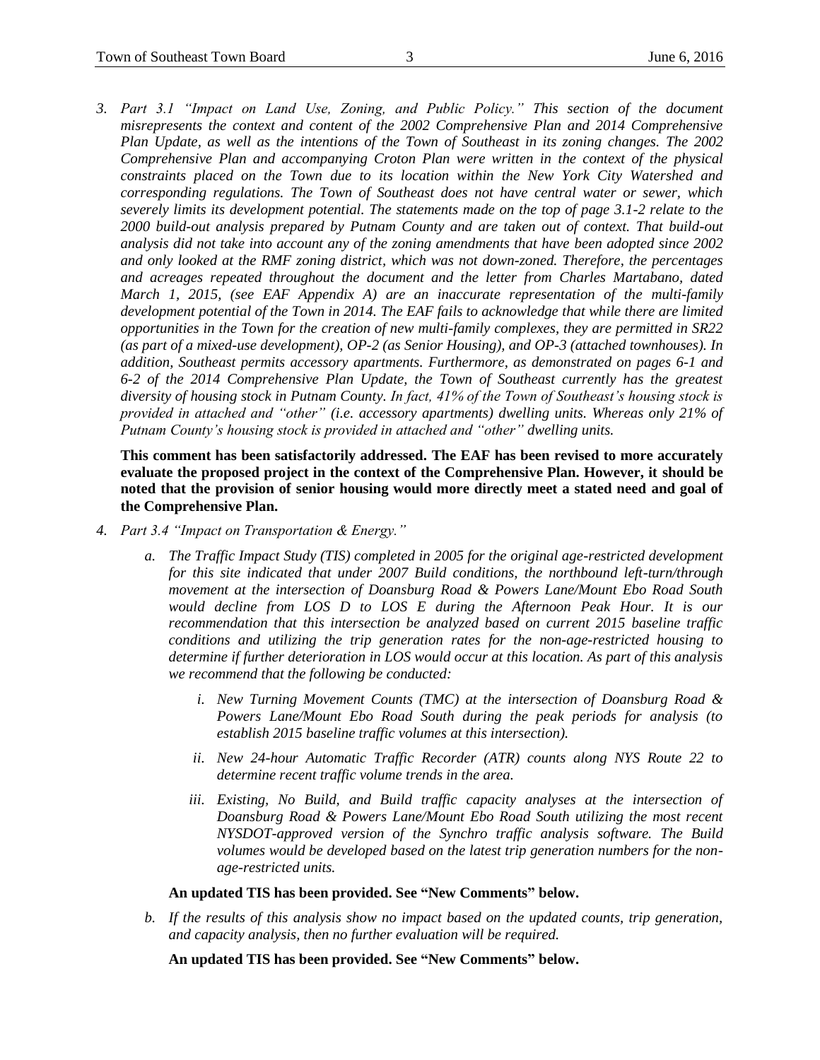3. *Part 3.1 "Impact on Land Use, Zoning, and Public Policy." This section of the document misrepresents the context and content of the 2002 Comprehensive Plan and 2014 Comprehensive Plan Update, as well as the intentions of the Town of Southeast in its zoning changes. The 2002 Comprehensive Plan and accompanying Croton Plan were written in the context of the physical constraints placed on the Town due to its location within the New York City Watershed and corresponding regulations. The Town of Southeast does not have central water or sewer, which severely limits its development potential. The statements made on the top of page 3.1-2 relate to the 2000 build-out analysis prepared by Putnam County and are taken out of context. That build-out analysis did not take into account any of the zoning amendments that have been adopted since 2002 and only looked at the RMF zoning district, which was not down-zoned. Therefore, the percentages and acreages repeated throughout the document and the letter from Charles Martabano, dated March 1, 2015, (see EAF Appendix A) are an inaccurate representation of the multi-family development potential of the Town in 2014. The EAF fails to acknowledge that while there are limited opportunities in the Town for the creation of new multi-family complexes, they are permitted in SR22 (as part of a mixed-use development), OP-2 (as Senior Housing), and OP-3 (attached townhouses). In addition, Southeast permits accessory apartments. Furthermore, as demonstrated on pages 6-1 and 6-2 of the 2014 Comprehensive Plan Update, the Town of Southeast currently has the greatest diversity of housing stock in Putnam County. In fact, 41% of the Town of Southeast's housing stock is provided in attached and "other" (i.e. accessory apartments) dwelling units. Whereas only 21% of Putnam County's housing stock is provided in attached and "other" dwelling units.*

   **This comment has been satisfactorily addressed. The EAF has been revised to more accurately evaluate the proposed project in the context of the Comprehensive Plan. However, it should be noted that the provision of senior housing would more directly meet a stated need and goal of the Comprehensive Plan.**

4. *Part 3.4 "Impact on Transportation & Energy."*

   a. *The Traffic Impact Study (TIS) completed in 2005 for the original age-restricted development for this site indicated that under 2007 Build conditions, the northbound left-turn/through movement at the intersection of Doansburg Road & Powers Lane/Mount Ebo Road South would decline from LOS D to LOS E during the Afternoon Peak Hour. It is our recommendation that this intersection be analyzed based on current 2015 baseline traffic conditions and utilizing the trip generation rates for the non-age-restricted housing to determine if further deterioration in LOS would occur at this location. As part of this analysis we recommend that the following be conducted:*

      i. *New Turning Movement Counts (TMC) at the intersection of Doansburg Road & Powers Lane/Mount Ebo Road South during the peak periods for analysis (to establish 2015 baseline traffic volumes at this intersection).*

      ii. *New 24-hour Automatic Traffic Recorder (ATR) counts along NYS Route 22 to determine recent traffic volume trends in the area.*

      iii. *Existing, No Build, and Build traffic capacity analyses at the intersection of Doansburg Road & Powers Lane/Mount Ebo Road South utilizing the most recent NYSDOT-approved version of the Synchro traffic analysis software. The Build volumes would be developed based on the latest trip generation numbers for the non-age-restricted units.*

      **An updated TIS has been provided. See "New Comments" below.**

   b. *If the results of this analysis show no impact based on the updated counts, trip generation, and capacity analysis, then no further evaluation will be required.*

      **An updated TIS has been provided. See "New Comments" below.**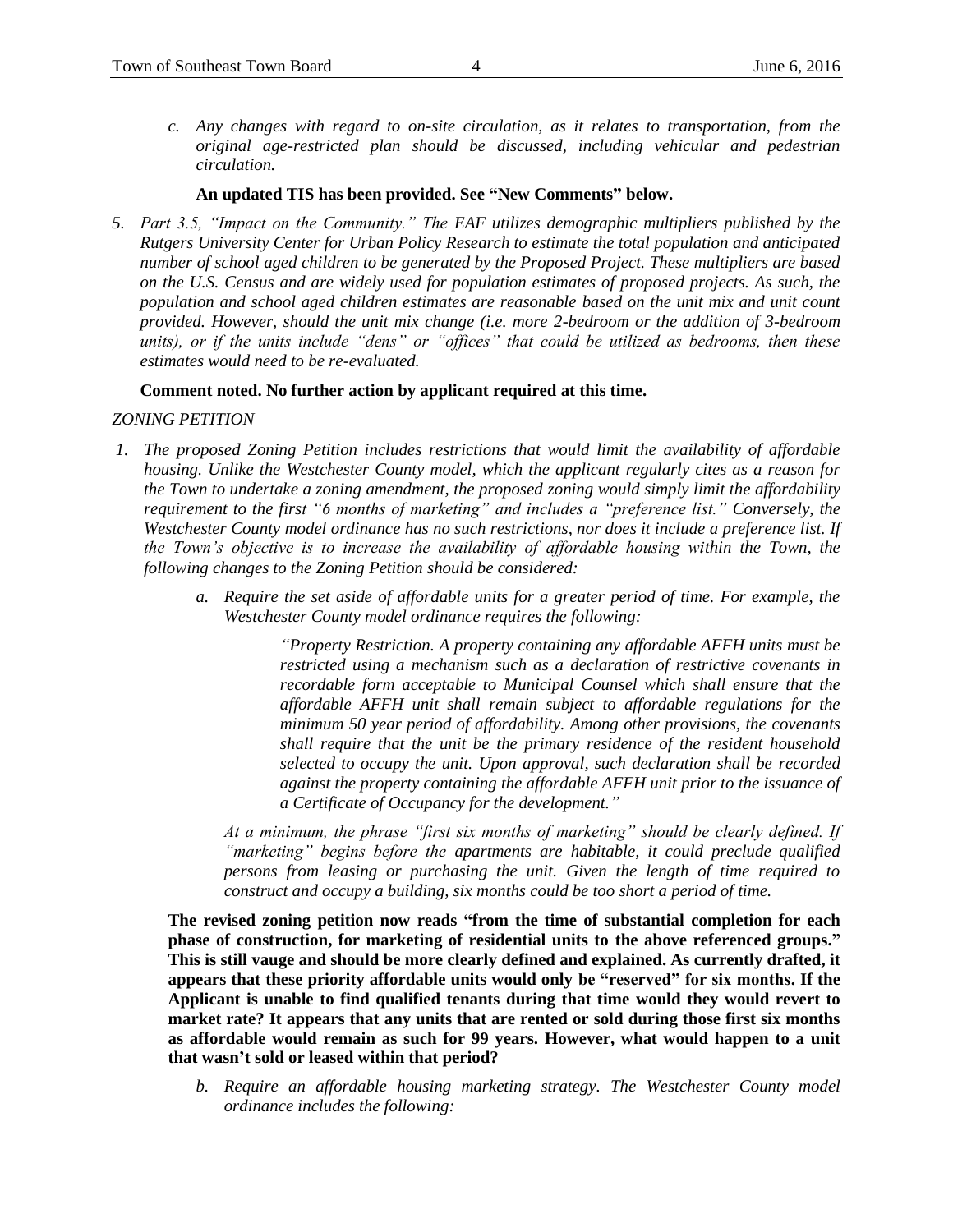c. *Any changes with regard to on-site circulation, as it relates to transportation, from the original age-restricted plan should be discussed, including vehicular and pedestrian circulation.*

**An updated TIS has been provided. See "New Comments" below.**

5. *Part 3.5, "Impact on the Community." The EAF utilizes demographic multipliers published by the Rutgers University Center for Urban Policy Research to estimate the total population and anticipated number of school aged children to be generated by the Proposed Project. These multipliers are based on the U.S. Census and are widely used for population estimates of proposed projects. As such, the population and school aged children estimates are reasonable based on the unit mix and unit count provided. However, should the unit mix change (i.e. more 2-bedroom or the addition of 3-bedroom units), or if the units include "dens" or "offices" that could be utilized as bedrooms, then these estimates would need to be re-evaluated.*

**Comment noted. No further action by applicant required at this time.**

*ZONING PETITION*

1. *The proposed Zoning Petition includes restrictions that would limit the availability of affordable housing. Unlike the Westchester County model, which the applicant regularly cites as a reason for the Town to undertake a zoning amendment, the proposed zoning would simply limit the affordability requirement to the first "6 months of marketing" and includes a "preference list." Conversely, the Westchester County model ordinance has no such restrictions, nor does it include a preference list. If the Town's objective is to increase the availability of affordable housing within the Town, the following changes to the Zoning Petition should be considered:*

    a. *Require the set aside of affordable units for a greater period of time. For example, the Westchester County model ordinance requires the following:*

    > *"Property Restriction. A property containing any affordable AFFH units must be restricted using a mechanism such as a declaration of restrictive covenants in recordable form acceptable to Municipal Counsel which shall ensure that the affordable AFFH unit shall remain subject to affordable regulations for the minimum 50 year period of affordability. Among other provisions, the covenants shall require that the unit be the primary residence of the resident household selected to occupy the unit. Upon approval, such declaration shall be recorded against the property containing the affordable AFFH unit prior to the issuance of a Certificate of Occupancy for the development."*

    *At a minimum, the phrase "first six months of marketing" should be clearly defined. If "marketing" begins before the apartments are habitable, it could preclude qualified persons from leasing or purchasing the unit. Given the length of time required to construct and occupy a building, six months could be too short a period of time.*

**The revised zoning petition now reads "from the time of substantial completion for each phase of construction, for marketing of residential units to the above referenced groups." This is still vauge and should be more clearly defined and explained. As currently drafted, it appears that these priority affordable units would only be "reserved" for six months. If the Applicant is unable to find qualified tenants during that time would they would revert to market rate? It appears that any units that are rented or sold during those first six months as affordable would remain as such for 99 years. However, what would happen to a unit that wasn't sold or leased within that period?**

    b. *Require an affordable housing marketing strategy. The Westchester County model ordinance includes the following:*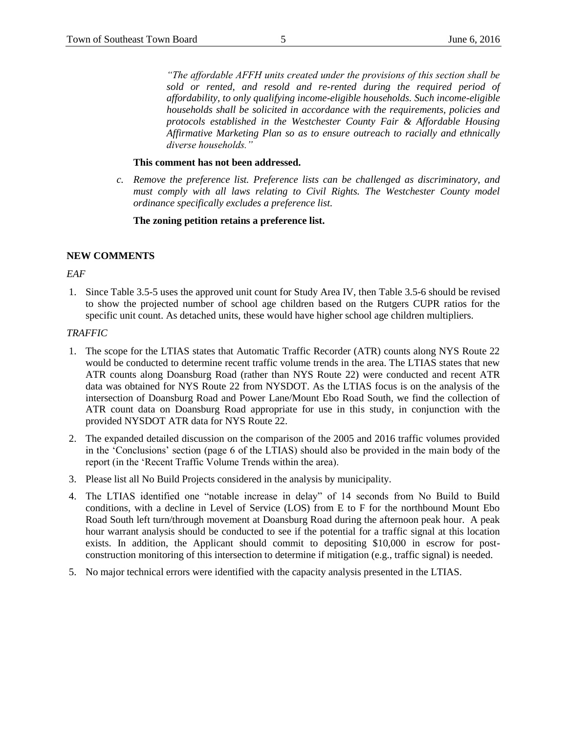*"The affordable AFFH units created under the provisions of this section shall be sold or rented, and resold and re-rented during the required period of affordability, to only qualifying income-eligible households. Such income-eligible households shall be solicited in accordance with the requirements, policies and protocols established in the Westchester County Fair & Affordable Housing Affirmative Marketing Plan so as to ensure outreach to racially and ethnically diverse households."*

**This comment has not been addressed.**

c. *Remove the preference list. Preference lists can be challenged as discriminatory, and must comply with all laws relating to Civil Rights. The Westchester County model ordinance specifically excludes a preference list.*

**The zoning petition retains a preference list.**

**NEW COMMENTS**

*EAF*

1. Since Table 3.5-5 uses the approved unit count for Study Area IV, then Table 3.5-6 should be revised to show the projected number of school age children based on the Rutgers CUPR ratios for the specific unit count. As detached units, these would have higher school age children multipliers.

*TRAFFIC*

1. The scope for the LTIAS states that Automatic Traffic Recorder (ATR) counts along NYS Route 22 would be conducted to determine recent traffic volume trends in the area. The LTIAS states that new ATR counts along Doansburg Road (rather than NYS Route 22) were conducted and recent ATR data was obtained for NYS Route 22 from NYSDOT. As the LTIAS focus is on the analysis of the intersection of Doansburg Road and Power Lane/Mount Ebo Road South, we find the collection of ATR count data on Doansburg Road appropriate for use in this study, in conjunction with the provided NYSDOT ATR data for NYS Route 22.
2. The expanded detailed discussion on the comparison of the 2005 and 2016 traffic volumes provided in the 'Conclusions' section (page 6 of the LTIAS) should also be provided in the main body of the report (in the 'Recent Traffic Volume Trends within the area).
3. Please list all No Build Projects considered in the analysis by municipality.
4. The LTIAS identified one "notable increase in delay" of 14 seconds from No Build to Build conditions, with a decline in Level of Service (LOS) from E to F for the northbound Mount Ebo Road South left turn/through movement at Doansburg Road during the afternoon peak hour. A peak hour warrant analysis should be conducted to see if the potential for a traffic signal at this location exists. In addition, the Applicant should commit to depositing $10,000 in escrow for post-construction monitoring of this intersection to determine if mitigation (e.g., traffic signal) is needed.
5. No major technical errors were identified with the capacity analysis presented in the LTIAS.